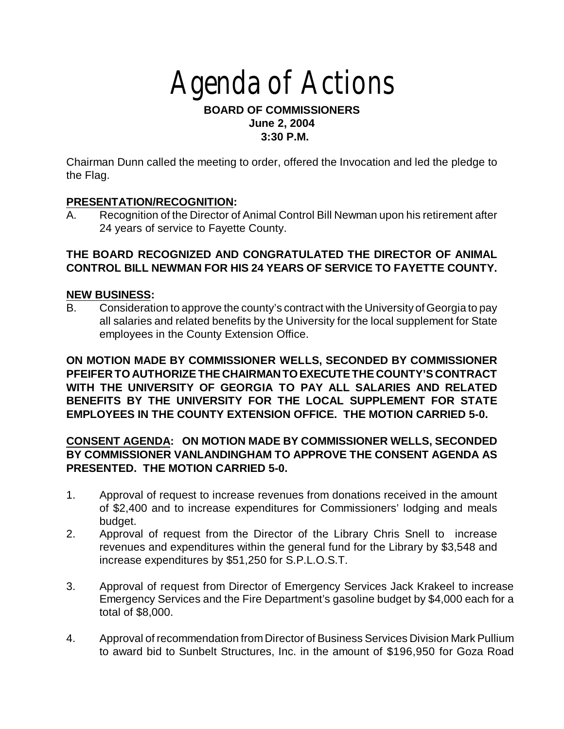# Agenda of Actions

**BOARD OF COMMISSIONERS**
**June 2, 2004**
**3:30 P.M.**

Chairman Dunn called the meeting to order, offered the Invocation and led the pledge to the Flag.

**PRESENTATION/RECOGNITION:**

A. Recognition of the Director of Animal Control Bill Newman upon his retirement after 24 years of service to Fayette County.

**THE BOARD RECOGNIZED AND CONGRATULATED THE DIRECTOR OF ANIMAL CONTROL BILL NEWMAN FOR HIS 24 YEARS OF SERVICE TO FAYETTE COUNTY.**

**NEW BUSINESS:**

B. Consideration to approve the county's contract with the University of Georgia to pay all salaries and related benefits by the University for the local supplement for State employees in the County Extension Office.

**ON MOTION MADE BY COMMISSIONER WELLS, SECONDED BY COMMISSIONER PFEIFER TO AUTHORIZE THE CHAIRMAN TO EXECUTE THE COUNTY'S CONTRACT WITH THE UNIVERSITY OF GEORGIA TO PAY ALL SALARIES AND RELATED BENEFITS BY THE UNIVERSITY FOR THE LOCAL SUPPLEMENT FOR STATE EMPLOYEES IN THE COUNTY EXTENSION OFFICE. THE MOTION CARRIED 5-0.**

**CONSENT AGENDA: ON MOTION MADE BY COMMISSIONER WELLS, SECONDED BY COMMISSIONER VANLANDINGHAM TO APPROVE THE CONSENT AGENDA AS PRESENTED. THE MOTION CARRIED 5-0.**

1. Approval of request to increase revenues from donations received in the amount of $2,400 and to increase expenditures for Commissioners' lodging and meals budget.
2. Approval of request from the Director of the Library Chris Snell to increase revenues and expenditures within the general fund for the Library by $3,548 and increase expenditures by $51,250 for S.P.L.O.S.T.
3. Approval of request from Director of Emergency Services Jack Krakeel to increase Emergency Services and the Fire Department's gasoline budget by $4,000 each for a total of $8,000.
4. Approval of recommendation from Director of Business Services Division Mark Pullium to award bid to Sunbelt Structures, Inc. in the amount of $196,950 for Goza Road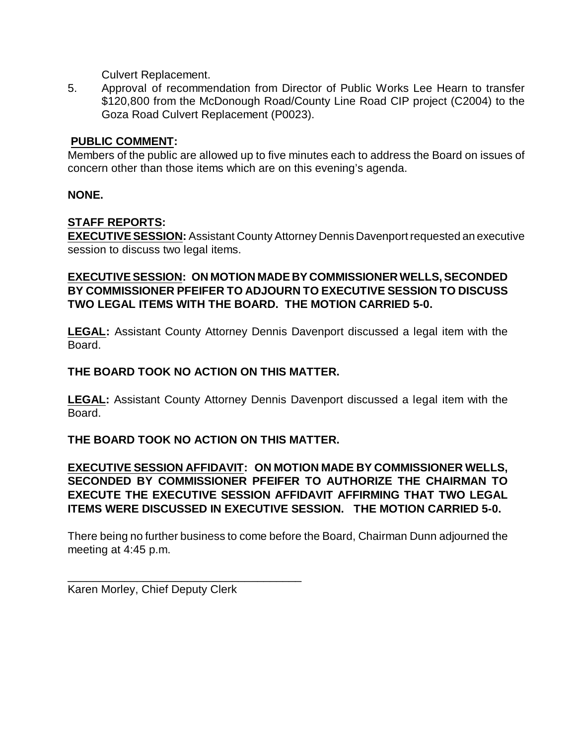Culvert Replacement.

5. Approval of recommendation from Director of Public Works Lee Hearn to transfer $120,800 from the McDonough Road/County Line Road CIP project (C2004) to the Goza Road Culvert Replacement (P0023).

**PUBLIC COMMENT:**

Members of the public are allowed up to five minutes each to address the Board on issues of concern other than those items which are on this evening's agenda.

**NONE.**

**STAFF REPORTS:**

**EXECUTIVE SESSION:** Assistant County Attorney Dennis Davenport requested an executive session to discuss two legal items.

**EXECUTIVE SESSION: ON MOTION MADE BY COMMISSIONER WELLS, SECONDED BY COMMISSIONER PFEIFER TO ADJOURN TO EXECUTIVE SESSION TO DISCUSS TWO LEGAL ITEMS WITH THE BOARD. THE MOTION CARRIED 5-0.**

**LEGAL:** Assistant County Attorney Dennis Davenport discussed a legal item with the Board.

**THE BOARD TOOK NO ACTION ON THIS MATTER.**

**LEGAL:** Assistant County Attorney Dennis Davenport discussed a legal item with the Board.

**THE BOARD TOOK NO ACTION ON THIS MATTER.**

**EXECUTIVE SESSION AFFIDAVIT: ON MOTION MADE BY COMMISSIONER WELLS, SECONDED BY COMMISSIONER PFEIFER TO AUTHORIZE THE CHAIRMAN TO EXECUTE THE EXECUTIVE SESSION AFFIDAVIT AFFIRMING THAT TWO LEGAL ITEMS WERE DISCUSSED IN EXECUTIVE SESSION. THE MOTION CARRIED 5-0.**

There being no further business to come before the Board, Chairman Dunn adjourned the meeting at 4:45 p.m.

_______________________________________

Karen Morley, Chief Deputy Clerk